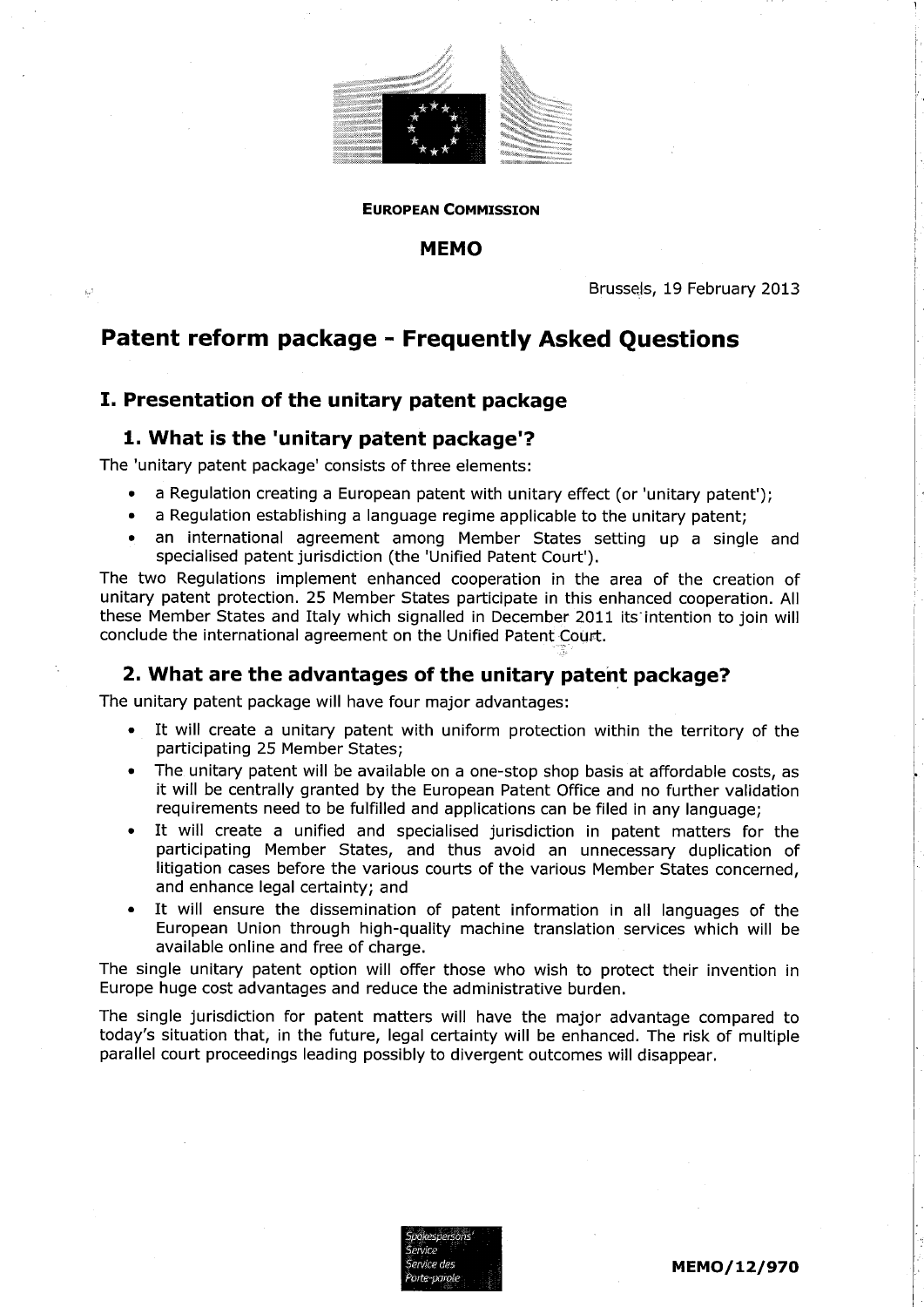**EUROPEAN COMMISSION**

**MEMO**

Brussels, 19 February 2013

# Patent reform package - Frequently Asked Questions

## I. Presentation of the unitary patent package

### 1. What is the 'unitary patent package'?

The 'unitary patent package' consists of three elements:

- a Regulation creating a European patent with unitary effect (or 'unitary patent');
- a Regulation establishing a language regime applicable to the unitary patent;
- an international agreement among Member States setting up a single and specialised patent jurisdiction (the 'Unified Patent Court').

The two Regulations implement enhanced cooperation in the area of the creation of unitary patent protection. 25 Member States participate in this enhanced cooperation. All these Member States and Italy which signalled in December 2011 its intention to join will conclude the international agreement on the Unified Patent Court.

### 2. What are the advantages of the unitary patent package?

The unitary patent package will have four major advantages:

- It will create a unitary patent with uniform protection within the territory of the participating 25 Member States;
- The unitary patent will be available on a one-stop shop basis at affordable costs, as it will be centrally granted by the European Patent Office and no further validation requirements need to be fulfilled and applications can be filed in any language;
- It will create a unified and specialised jurisdiction in patent matters for the participating Member States, and thus avoid an unnecessary duplication of litigation cases before the various courts of the various Member States concerned, and enhance legal certainty; and
- It will ensure the dissemination of patent information in all languages of the European Union through high-quality machine translation services which will be available online and free of charge.

The single unitary patent option will offer those who wish to protect their invention in Europe huge cost advantages and reduce the administrative burden.

The single jurisdiction for patent matters will have the major advantage compared to today's situation that, in the future, legal certainty will be enhanced. The risk of multiple parallel court proceedings leading possibly to divergent outcomes will disappear.

MEMO/12/970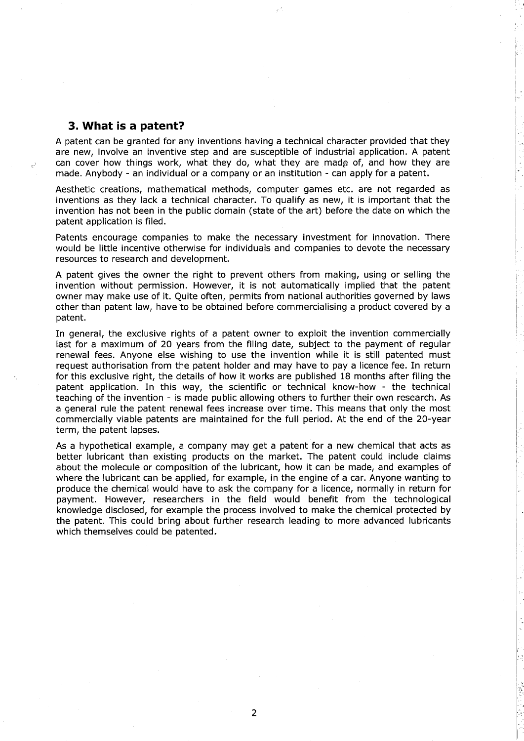## 3. What is a patent?

A patent can be granted for any inventions having a technical character provided that they are new, involve an inventive step and are susceptible of industrial application. A patent can cover how things work, what they do, what they are made of, and how they are made. Anybody - an individual or a company or an institution - can apply for a patent.

Aesthetic creations, mathematical methods, computer games etc. are not regarded as inventions as they lack a technical character. To qualify as new, it is important that the invention has not been in the public domain (state of the art) before the date on which the patent application is filed.

Patents encourage companies to make the necessary investment for innovation. There would be little incentive otherwise for individuals and companies to devote the necessary resources to research and development.

A patent gives the owner the right to prevent others from making, using or selling the invention without permission. However, it is not automatically implied that the patent owner may make use of it. Quite often, permits from national authorities governed by laws other than patent law, have to be obtained before commercialising a product covered by a patent.

In general, the exclusive rights of a patent owner to exploit the invention commercially last for a maximum of 20 years from the filing date, subject to the payment of regular renewal fees. Anyone else wishing to use the invention while it is still patented must request authorisation from the patent holder and may have to pay a licence fee. In return for this exclusive right, the details of how it works are published 18 months after filing the patent application. In this way, the scientific or technical know-how - the technical teaching of the invention - is made public allowing others to further their own research. As a general rule the patent renewal fees increase over time. This means that only the most commercially viable patents are maintained for the full period. At the end of the 20-year term, the patent lapses.

As a hypothetical example, a company may get a patent for a new chemical that acts as better lubricant than existing products on the market. The patent could include claims about the molecule or composition of the lubricant, how it can be made, and examples of where the lubricant can be applied, for example, in the engine of a car. Anyone wanting to produce the chemical would have to ask the company for a licence, normally in return for payment. However, researchers in the field would benefit from the technological knowledge disclosed, for example the process involved to make the chemical protected by the patent. This could bring about further research leading to more advanced lubricants which themselves could be patented.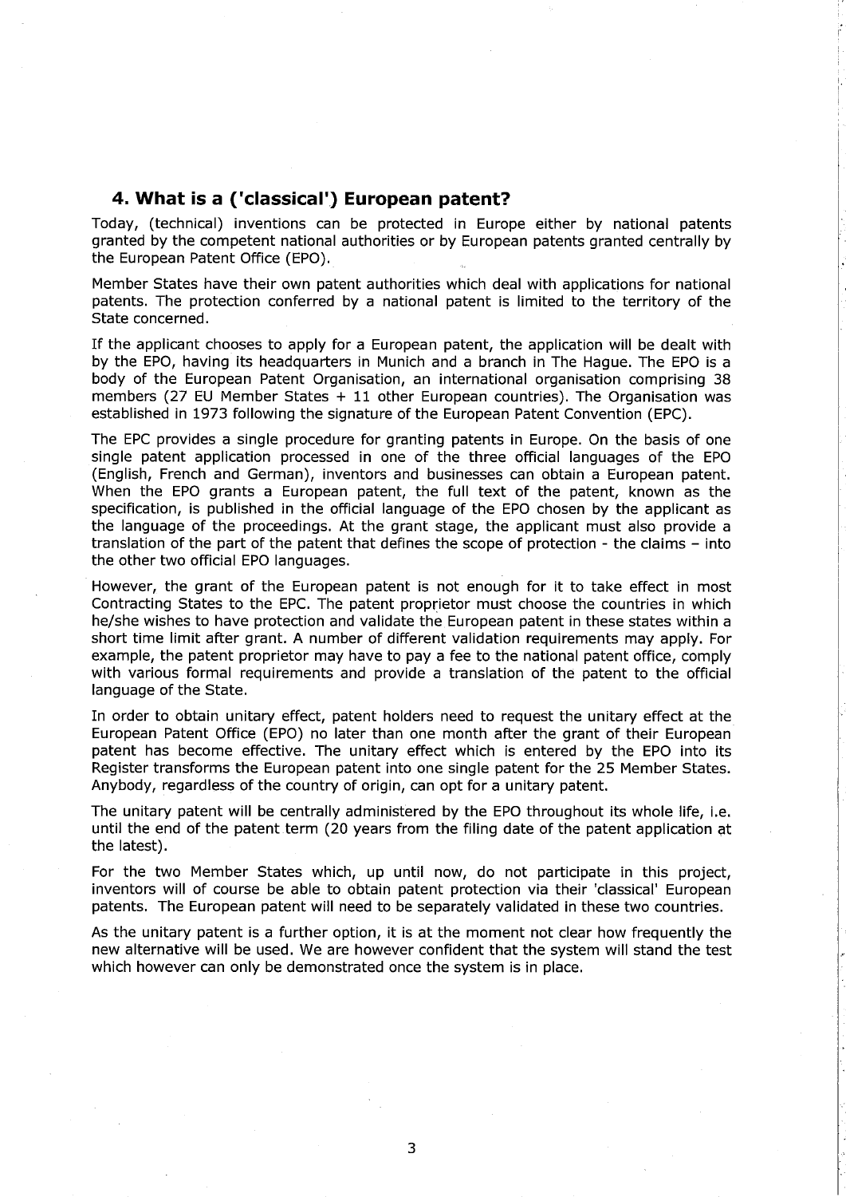## 4. What is a ('classical') European patent?

Today, (technical) inventions can be protected in Europe either by national patents granted by the competent national authorities or by European patents granted centrally by the European Patent Office (EPO).

Member States have their own patent authorities which deal with applications for national patents. The protection conferred by a national patent is limited to the territory of the State concerned.

If the applicant chooses to apply for a European patent, the application will be dealt with by the EPO, having its headquarters in Munich and a branch in The Hague. The EPO is a body of the European Patent Organisation, an international organisation comprising 38 members (27 EU Member States + 11 other European countries). The Organisation was established in 1973 following the signature of the European Patent Convention (EPC).

The EPC provides a single procedure for granting patents in Europe. On the basis of one single patent application processed in one of the three official languages of the EPO (English, French and German), inventors and businesses can obtain a European patent. When the EPO grants a European patent, the full text of the patent, known as the specification, is published in the official language of the EPO chosen by the applicant as the language of the proceedings. At the grant stage, the applicant must also provide a translation of the part of the patent that defines the scope of protection - the claims – into the other two official EPO languages.

However, the grant of the European patent is not enough for it to take effect in most Contracting States to the EPC. The patent proprietor must choose the countries in which he/she wishes to have protection and validate the European patent in these states within a short time limit after grant. A number of different validation requirements may apply. For example, the patent proprietor may have to pay a fee to the national patent office, comply with various formal requirements and provide a translation of the patent to the official language of the State.

In order to obtain unitary effect, patent holders need to request the unitary effect at the European Patent Office (EPO) no later than one month after the grant of their European patent has become effective. The unitary effect which is entered by the EPO into its Register transforms the European patent into one single patent for the 25 Member States. Anybody, regardless of the country of origin, can opt for a unitary patent.

The unitary patent will be centrally administered by the EPO throughout its whole life, i.e. until the end of the patent term (20 years from the filing date of the patent application at the latest).

For the two Member States which, up until now, do not participate in this project, inventors will of course be able to obtain patent protection via their 'classical' European patents. The European patent will need to be separately validated in these two countries.

As the unitary patent is a further option, it is at the moment not clear how frequently the new alternative will be used. We are however confident that the system will stand the test which however can only be demonstrated once the system is in place.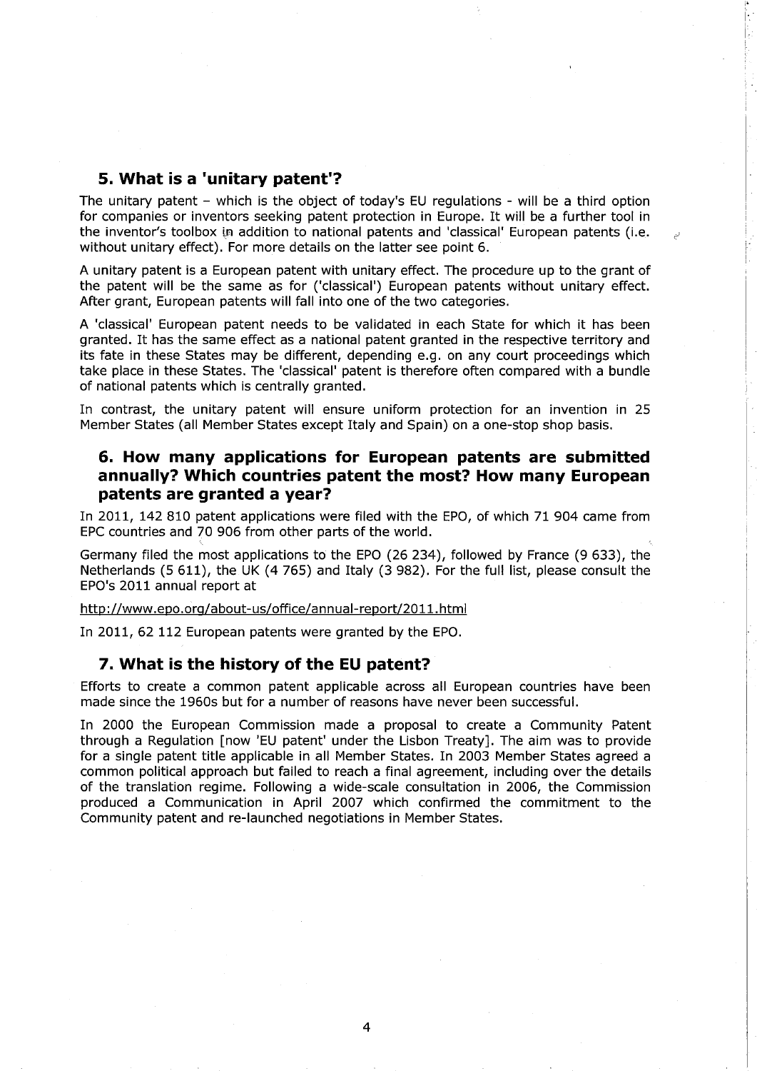## 5. What is a 'unitary patent'?

The unitary patent – which is the object of today's EU regulations - will be a third option for companies or inventors seeking patent protection in Europe. It will be a further tool in the inventor's toolbox in addition to national patents and 'classical' European patents (i.e. without unitary effect). For more details on the latter see point 6.

A unitary patent is a European patent with unitary effect. The procedure up to the grant of the patent will be the same as for ('classical') European patents without unitary effect. After grant, European patents will fall into one of the two categories.

A 'classical' European patent needs to be validated in each State for which it has been granted. It has the same effect as a national patent granted in the respective territory and its fate in these States may be different, depending e.g. on any court proceedings which take place in these States. The 'classical' patent is therefore often compared with a bundle of national patents which is centrally granted.

In contrast, the unitary patent will ensure uniform protection for an invention in 25 Member States (all Member States except Italy and Spain) on a one-stop shop basis.

## 6. How many applications for European patents are submitted annually? Which countries patent the most? How many European patents are granted a year?

In 2011, 142 810 patent applications were filed with the EPO, of which 71 904 came from EPC countries and 70 906 from other parts of the world.

Germany filed the most applications to the EPO (26 234), followed by France (9 633), the Netherlands (5 611), the UK (4 765) and Italy (3 982). For the full list, please consult the EPO's 2011 annual report at

http://www.epo.org/about-us/office/annual-report/2011.html

In 2011, 62 112 European patents were granted by the EPO.

## 7. What is the history of the EU patent?

Efforts to create a common patent applicable across all European countries have been made since the 1960s but for a number of reasons have never been successful.

In 2000 the European Commission made a proposal to create a Community Patent through a Regulation [now 'EU patent' under the Lisbon Treaty]. The aim was to provide for a single patent title applicable in all Member States. In 2003 Member States agreed a common political approach but failed to reach a final agreement, including over the details of the translation regime. Following a wide-scale consultation in 2006, the Commission produced a Communication in April 2007 which confirmed the commitment to the Community patent and re-launched negotiations in Member States.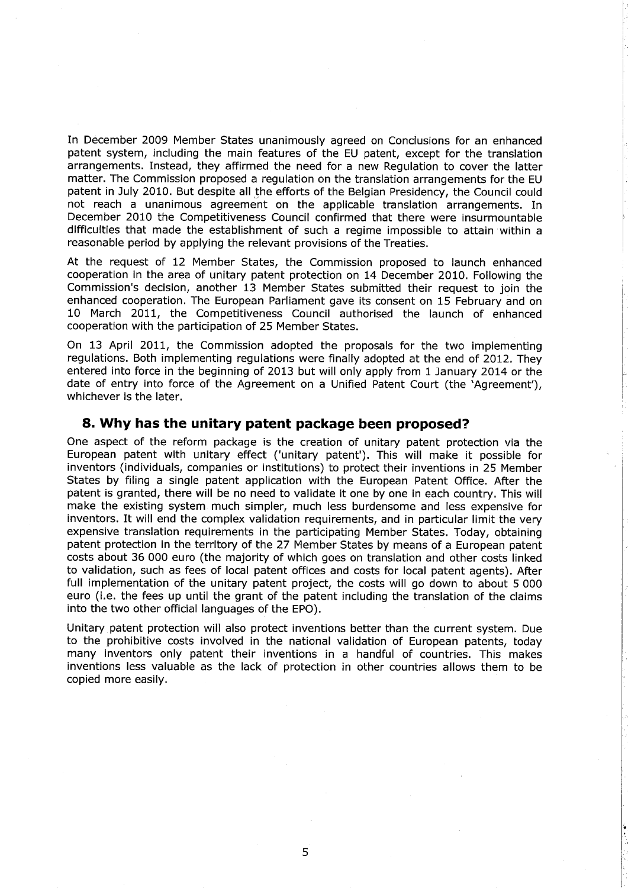In December 2009 Member States unanimously agreed on Conclusions for an enhanced patent system, including the main features of the EU patent, except for the translation arrangements. Instead, they affirmed the need for a new Regulation to cover the latter matter. The Commission proposed a regulation on the translation arrangements for the EU patent in July 2010. But despite all the efforts of the Belgian Presidency, the Council could not reach a unanimous agreement on the applicable translation arrangements. In December 2010 the Competitiveness Council confirmed that there were insurmountable difficulties that made the establishment of such a regime impossible to attain within a reasonable period by applying the relevant provisions of the Treaties.

At the request of 12 Member States, the Commission proposed to launch enhanced cooperation in the area of unitary patent protection on 14 December 2010. Following the Commission's decision, another 13 Member States submitted their request to join the enhanced cooperation. The European Parliament gave its consent on 15 February and on 10 March 2011, the Competitiveness Council authorised the launch of enhanced cooperation with the participation of 25 Member States.

On 13 April 2011, the Commission adopted the proposals for the two implementing regulations. Both implementing regulations were finally adopted at the end of 2012. They entered into force in the beginning of 2013 but will only apply from 1 January 2014 or the date of entry into force of the Agreement on a Unified Patent Court (the 'Agreement'), whichever is the later.

## 8. Why has the unitary patent package been proposed?

One aspect of the reform package is the creation of unitary patent protection via the European patent with unitary effect ('unitary patent'). This will make it possible for inventors (individuals, companies or institutions) to protect their inventions in 25 Member States by filing a single patent application with the European Patent Office. After the patent is granted, there will be no need to validate it one by one in each country. This will make the existing system much simpler, much less burdensome and less expensive for inventors. It will end the complex validation requirements, and in particular limit the very expensive translation requirements in the participating Member States. Today, obtaining patent protection in the territory of the 27 Member States by means of a European patent costs about 36 000 euro (the majority of which goes on translation and other costs linked to validation, such as fees of local patent offices and costs for local patent agents). After full implementation of the unitary patent project, the costs will go down to about 5 000 euro (i.e. the fees up until the grant of the patent including the translation of the claims into the two other official languages of the EPO).

Unitary patent protection will also protect inventions better than the current system. Due to the prohibitive costs involved in the national validation of European patents, today many inventors only patent their inventions in a handful of countries. This makes inventions less valuable as the lack of protection in other countries allows them to be copied more easily.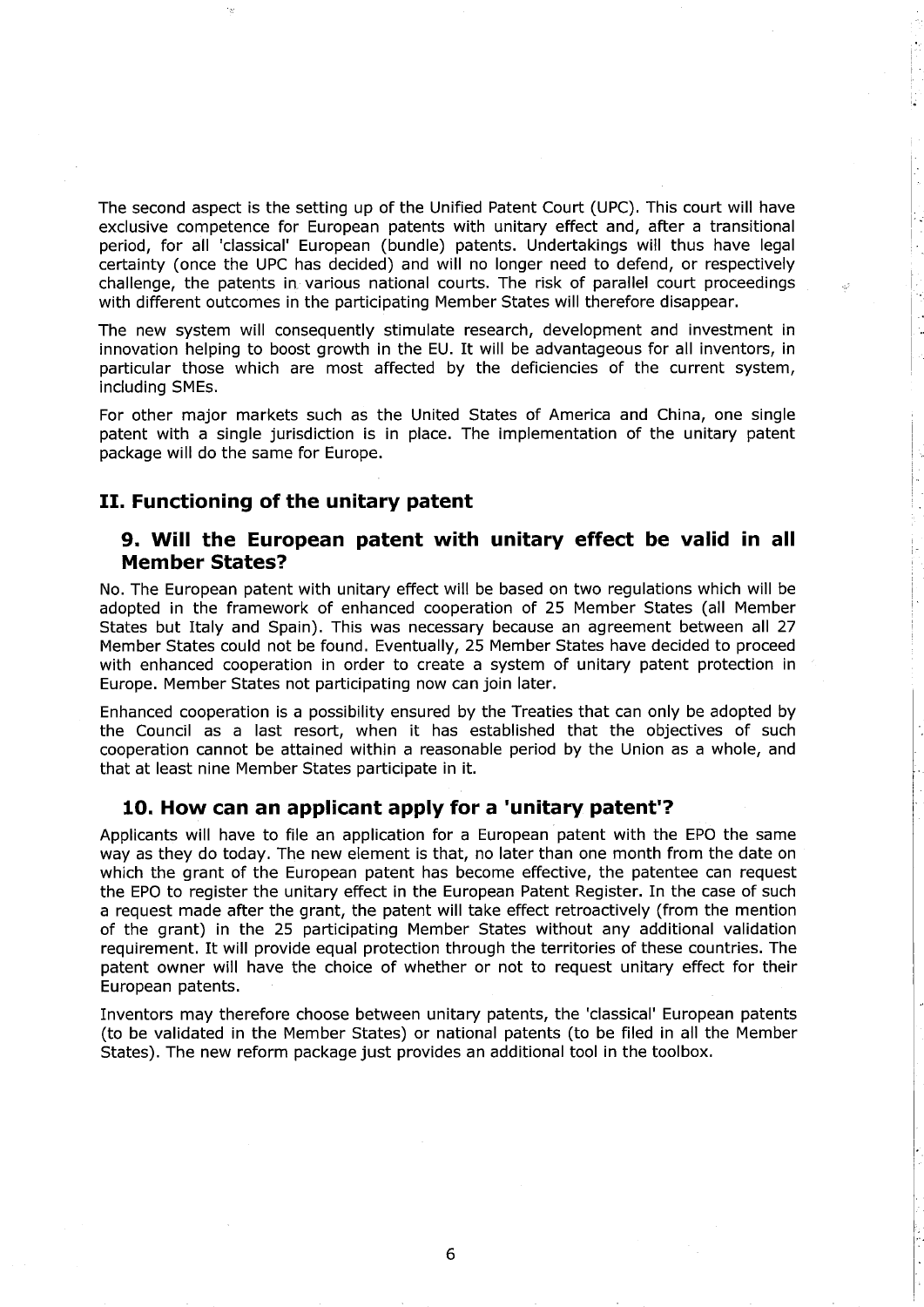The second aspect is the setting up of the Unified Patent Court (UPC). This court will have exclusive competence for European patents with unitary effect and, after a transitional period, for all 'classical' European (bundle) patents. Undertakings will thus have legal certainty (once the UPC has decided) and will no longer need to defend, or respectively challenge, the patents in various national courts. The risk of parallel court proceedings with different outcomes in the participating Member States will therefore disappear.

The new system will consequently stimulate research, development and investment in innovation helping to boost growth in the EU. It will be advantageous for all inventors, in particular those which are most affected by the deficiencies of the current system, including SMEs.

For other major markets such as the United States of America and China, one single patent with a single jurisdiction is in place. The implementation of the unitary patent package will do the same for Europe.

## II. Functioning of the unitary patent

### 9. Will the European patent with unitary effect be valid in all Member States?

No. The European patent with unitary effect will be based on two regulations which will be adopted in the framework of enhanced cooperation of 25 Member States (all Member States but Italy and Spain). This was necessary because an agreement between all 27 Member States could not be found. Eventually, 25 Member States have decided to proceed with enhanced cooperation in order to create a system of unitary patent protection in Europe. Member States not participating now can join later.

Enhanced cooperation is a possibility ensured by the Treaties that can only be adopted by the Council as a last resort, when it has established that the objectives of such cooperation cannot be attained within a reasonable period by the Union as a whole, and that at least nine Member States participate in it.

### 10. How can an applicant apply for a 'unitary patent'?

Applicants will have to file an application for a European patent with the EPO the same way as they do today. The new element is that, no later than one month from the date on which the grant of the European patent has become effective, the patentee can request the EPO to register the unitary effect in the European Patent Register. In the case of such a request made after the grant, the patent will take effect retroactively (from the mention of the grant) in the 25 participating Member States without any additional validation requirement. It will provide equal protection through the territories of these countries. The patent owner will have the choice of whether or not to request unitary effect for their European patents.

Inventors may therefore choose between unitary patents, the 'classical' European patents (to be validated in the Member States) or national patents (to be filed in all the Member States). The new reform package just provides an additional tool in the toolbox.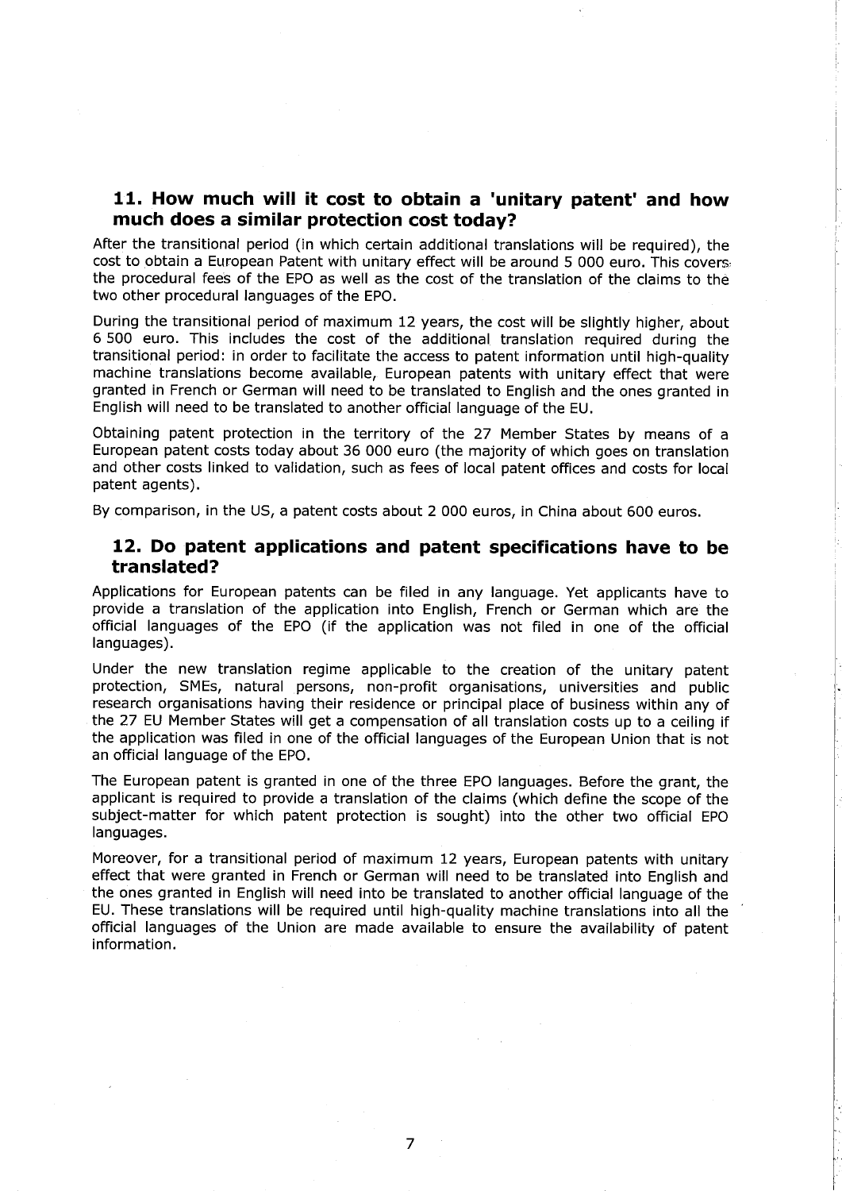## 11. How much will it cost to obtain a 'unitary patent' and how much does a similar protection cost today?

After the transitional period (in which certain additional translations will be required), the cost to obtain a European Patent with unitary effect will be around 5 000 euro. This covers the procedural fees of the EPO as well as the cost of the translation of the claims to the two other procedural languages of the EPO.

During the transitional period of maximum 12 years, the cost will be slightly higher, about 6 500 euro. This includes the cost of the additional translation required during the transitional period: in order to facilitate the access to patent information until high-quality machine translations become available, European patents with unitary effect that were granted in French or German will need to be translated to English and the ones granted in English will need to be translated to another official language of the EU.

Obtaining patent protection in the territory of the 27 Member States by means of a European patent costs today about 36 000 euro (the majority of which goes on translation and other costs linked to validation, such as fees of local patent offices and costs for local patent agents).

By comparison, in the US, a patent costs about 2 000 euros, in China about 600 euros.

## 12. Do patent applications and patent specifications have to be translated?

Applications for European patents can be filed in any language. Yet applicants have to provide a translation of the application into English, French or German which are the official languages of the EPO (if the application was not filed in one of the official languages).

Under the new translation regime applicable to the creation of the unitary patent protection, SMEs, natural persons, non-profit organisations, universities and public research organisations having their residence or principal place of business within any of the 27 EU Member States will get a compensation of all translation costs up to a ceiling if the application was filed in one of the official languages of the European Union that is not an official language of the EPO.

The European patent is granted in one of the three EPO languages. Before the grant, the applicant is required to provide a translation of the claims (which define the scope of the subject-matter for which patent protection is sought) into the other two official EPO languages.

Moreover, for a transitional period of maximum 12 years, European patents with unitary effect that were granted in French or German will need to be translated into English and the ones granted in English will need into be translated to another official language of the EU. These translations will be required until high-quality machine translations into all the official languages of the Union are made available to ensure the availability of patent information.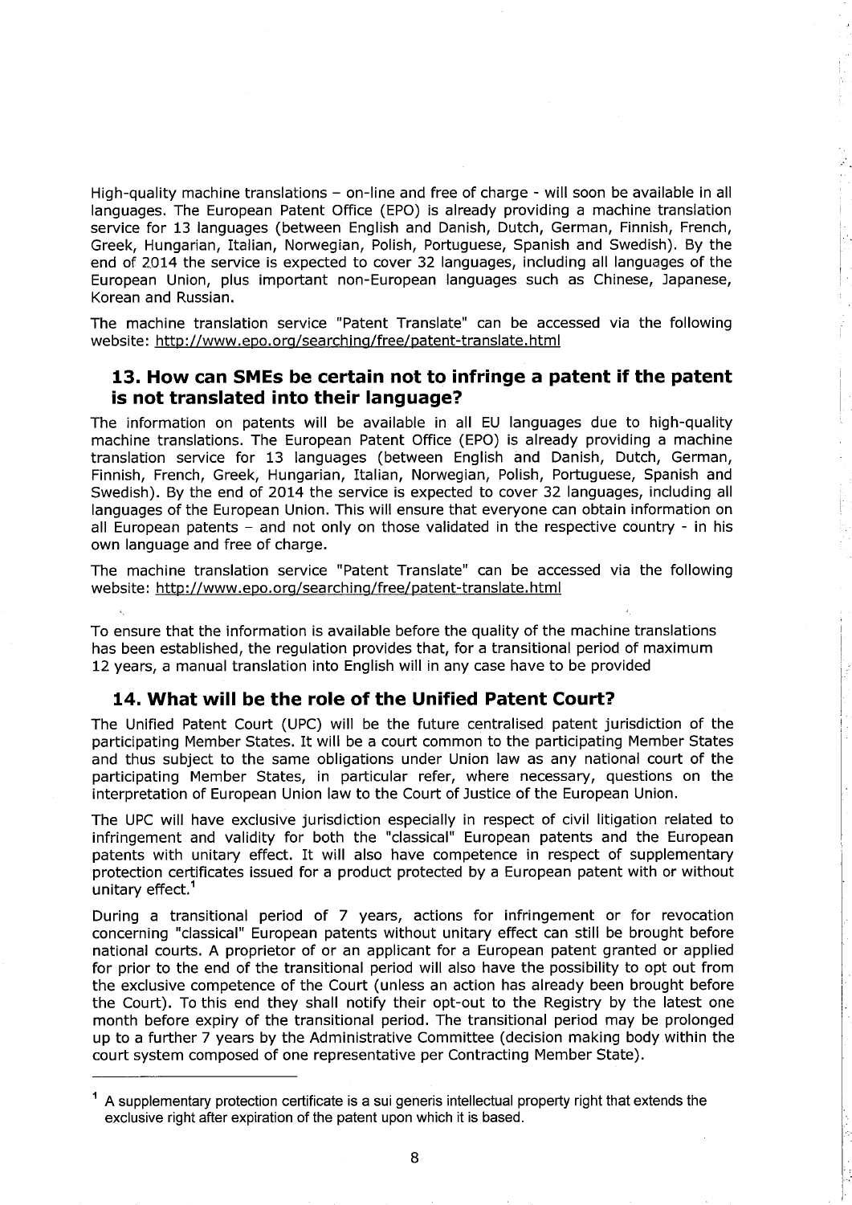High-quality machine translations – on-line and free of charge - will soon be available in all languages. The European Patent Office (EPO) is already providing a machine translation service for 13 languages (between English and Danish, Dutch, German, Finnish, French, Greek, Hungarian, Italian, Norwegian, Polish, Portuguese, Spanish and Swedish). By the end of 2014 the service is expected to cover 32 languages, including all languages of the European Union, plus important non-European languages such as Chinese, Japanese, Korean and Russian.

The machine translation service "Patent Translate" can be accessed via the following website: http://www.epo.org/searching/free/patent-translate.html

## 13. How can SMEs be certain not to infringe a patent if the patent is not translated into their language?

The information on patents will be available in all EU languages due to high-quality machine translations. The European Patent Office (EPO) is already providing a machine translation service for 13 languages (between English and Danish, Dutch, German, Finnish, French, Greek, Hungarian, Italian, Norwegian, Polish, Portuguese, Spanish and Swedish). By the end of 2014 the service is expected to cover 32 languages, including all languages of the European Union. This will ensure that everyone can obtain information on all European patents – and not only on those validated in the respective country - in his own language and free of charge.

The machine translation service "Patent Translate" can be accessed via the following website: http://www.epo.org/searching/free/patent-translate.html

To ensure that the information is available before the quality of the machine translations has been established, the regulation provides that, for a transitional period of maximum 12 years, a manual translation into English will in any case have to be provided

## 14. What will be the role of the Unified Patent Court?

The Unified Patent Court (UPC) will be the future centralised patent jurisdiction of the participating Member States. It will be a court common to the participating Member States and thus subject to the same obligations under Union law as any national court of the participating Member States, in particular refer, where necessary, questions on the interpretation of European Union law to the Court of Justice of the European Union.

The UPC will have exclusive jurisdiction especially in respect of civil litigation related to infringement and validity for both the "classical" European patents and the European patents with unitary effect. It will also have competence in respect of supplementary protection certificates issued for a product protected by a European patent with or without unitary effect.[1]

During a transitional period of 7 years, actions for infringement or for revocation concerning "classical" European patents without unitary effect can still be brought before national courts. A proprietor of or an applicant for a European patent granted or applied for prior to the end of the transitional period will also have the possibility to opt out from the exclusive competence of the Court (unless an action has already been brought before the Court). To this end they shall notify their opt-out to the Registry by the latest one month before expiry of the transitional period. The transitional period may be prolonged up to a further 7 years by the Administrative Committee (decision making body within the court system composed of one representative per Contracting Member State).

---

[1] A supplementary protection certificate is a sui generis intellectual property right that extends the exclusive right after expiration of the patent upon which it is based.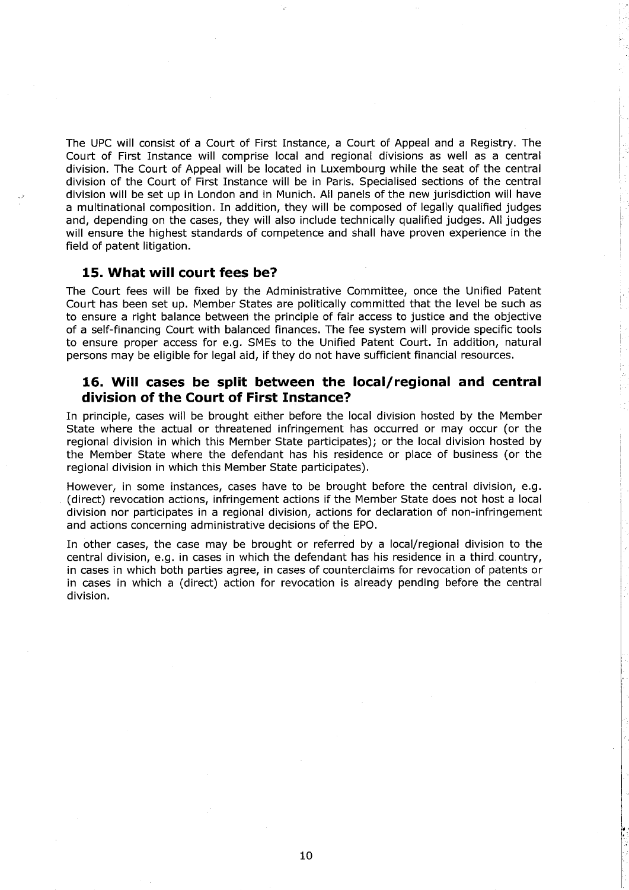The UPC will consist of a Court of First Instance, a Court of Appeal and a Registry. The Court of First Instance will comprise local and regional divisions as well as a central division. The Court of Appeal will be located in Luxembourg while the seat of the central division of the Court of First Instance will be in Paris. Specialised sections of the central division will be set up in London and in Munich. All panels of the new jurisdiction will have a multinational composition. In addition, they will be composed of legally qualified judges and, depending on the cases, they will also include technically qualified judges. All judges will ensure the highest standards of competence and shall have proven experience in the field of patent litigation.

## 15. What will court fees be?

The Court fees will be fixed by the Administrative Committee, once the Unified Patent Court has been set up. Member States are politically committed that the level be such as to ensure a right balance between the principle of fair access to justice and the objective of a self-financing Court with balanced finances. The fee system will provide specific tools to ensure proper access for e.g. SMEs to the Unified Patent Court. In addition, natural persons may be eligible for legal aid, if they do not have sufficient financial resources.

## 16. Will cases be split between the local/regional and central division of the Court of First Instance?

In principle, cases will be brought either before the local division hosted by the Member State where the actual or threatened infringement has occurred or may occur (or the regional division in which this Member State participates); or the local division hosted by the Member State where the defendant has his residence or place of business (or the regional division in which this Member State participates).

However, in some instances, cases have to be brought before the central division, e.g. (direct) revocation actions, infringement actions if the Member State does not host a local division nor participates in a regional division, actions for declaration of non-infringement and actions concerning administrative decisions of the EPO.

In other cases, the case may be brought or referred by a local/regional division to the central division, e.g. in cases in which the defendant has his residence in a third country, in cases in which both parties agree, in cases of counterclaims for revocation of patents or in cases in which a (direct) action for revocation is already pending before the central division.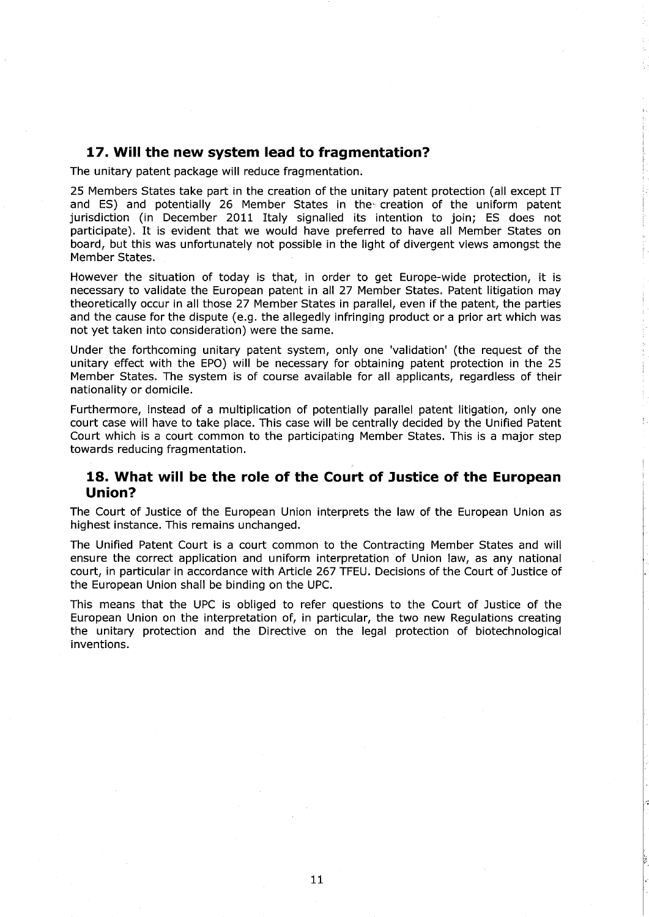## 17. Will the new system lead to fragmentation?

The unitary patent package will reduce fragmentation.

25 Members States take part in the creation of the unitary patent protection (all except IT and ES) and potentially 26 Member States in the creation of the uniform patent jurisdiction (in December 2011 Italy signalled its intention to join; ES does not participate). It is evident that we would have preferred to have all Member States on board, but this was unfortunately not possible in the light of divergent views amongst the Member States.

However the situation of today is that, in order to get Europe-wide protection, it is necessary to validate the European patent in all 27 Member States. Patent litigation may theoretically occur in all those 27 Member States in parallel, even if the patent, the parties and the cause for the dispute (e.g. the allegedly infringing product or a prior art which was not yet taken into consideration) were the same.

Under the forthcoming unitary patent system, only one 'validation' (the request of the unitary effect with the EPO) will be necessary for obtaining patent protection in the 25 Member States. The system is of course available for all applicants, regardless of their nationality or domicile.

Furthermore, instead of a multiplication of potentially parallel patent litigation, only one court case will have to take place. This case will be centrally decided by the Unified Patent Court which is a court common to the participating Member States. This is a major step towards reducing fragmentation.

## 18. What will be the role of the Court of Justice of the European Union?

The Court of Justice of the European Union interprets the law of the European Union as highest instance. This remains unchanged.

The Unified Patent Court is a court common to the Contracting Member States and will ensure the correct application and uniform interpretation of Union law, as any national court, in particular in accordance with Article 267 TFEU. Decisions of the Court of Justice of the European Union shall be binding on the UPC.

This means that the UPC is obliged to refer questions to the Court of Justice of the European Union on the interpretation of, in particular, the two new Regulations creating the unitary protection and the Directive on the legal protection of biotechnological inventions.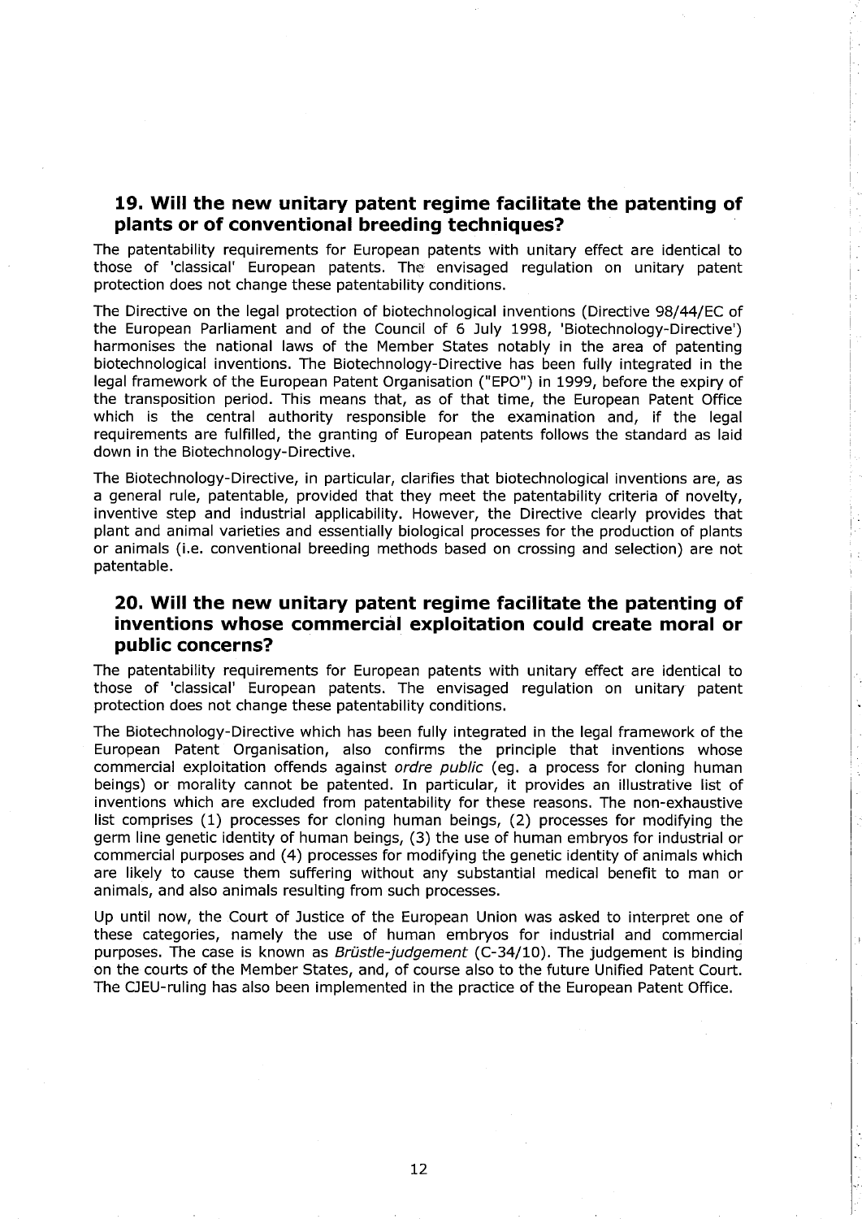## 19. Will the new unitary patent regime facilitate the patenting of plants or of conventional breeding techniques?

The patentability requirements for European patents with unitary effect are identical to those of 'classical' European patents. The envisaged regulation on unitary patent protection does not change these patentability conditions.

The Directive on the legal protection of biotechnological inventions (Directive 98/44/EC of the European Parliament and of the Council of 6 July 1998, 'Biotechnology-Directive') harmonises the national laws of the Member States notably in the area of patenting biotechnological inventions. The Biotechnology-Directive has been fully integrated in the legal framework of the European Patent Organisation ("EPO") in 1999, before the expiry of the transposition period. This means that, as of that time, the European Patent Office which is the central authority responsible for the examination and, if the legal requirements are fulfilled, the granting of European patents follows the standard as laid down in the Biotechnology-Directive.

The Biotechnology-Directive, in particular, clarifies that biotechnological inventions are, as a general rule, patentable, provided that they meet the patentability criteria of novelty, inventive step and industrial applicability. However, the Directive clearly provides that plant and animal varieties and essentially biological processes for the production of plants or animals (i.e. conventional breeding methods based on crossing and selection) are not patentable.

## 20. Will the new unitary patent regime facilitate the patenting of inventions whose commercial exploitation could create moral or public concerns?

The patentability requirements for European patents with unitary effect are identical to those of 'classical' European patents. The envisaged regulation on unitary patent protection does not change these patentability conditions.

The Biotechnology-Directive which has been fully integrated in the legal framework of the European Patent Organisation, also confirms the principle that inventions whose commercial exploitation offends against *ordre public* (eg. a process for cloning human beings) or morality cannot be patented. In particular, it provides an illustrative list of inventions which are excluded from patentability for these reasons. The non-exhaustive list comprises (1) processes for cloning human beings, (2) processes for modifying the germ line genetic identity of human beings, (3) the use of human embryos for industrial or commercial purposes and (4) processes for modifying the genetic identity of animals which are likely to cause them suffering without any substantial medical benefit to man or animals, and also animals resulting from such processes.

Up until now, the Court of Justice of the European Union was asked to interpret one of these categories, namely the use of human embryos for industrial and commercial purposes. The case is known as *Brüstle-judgement* (C-34/10). The judgement is binding on the courts of the Member States, and, of course also to the future Unified Patent Court. The CJEU-ruling has also been implemented in the practice of the European Patent Office.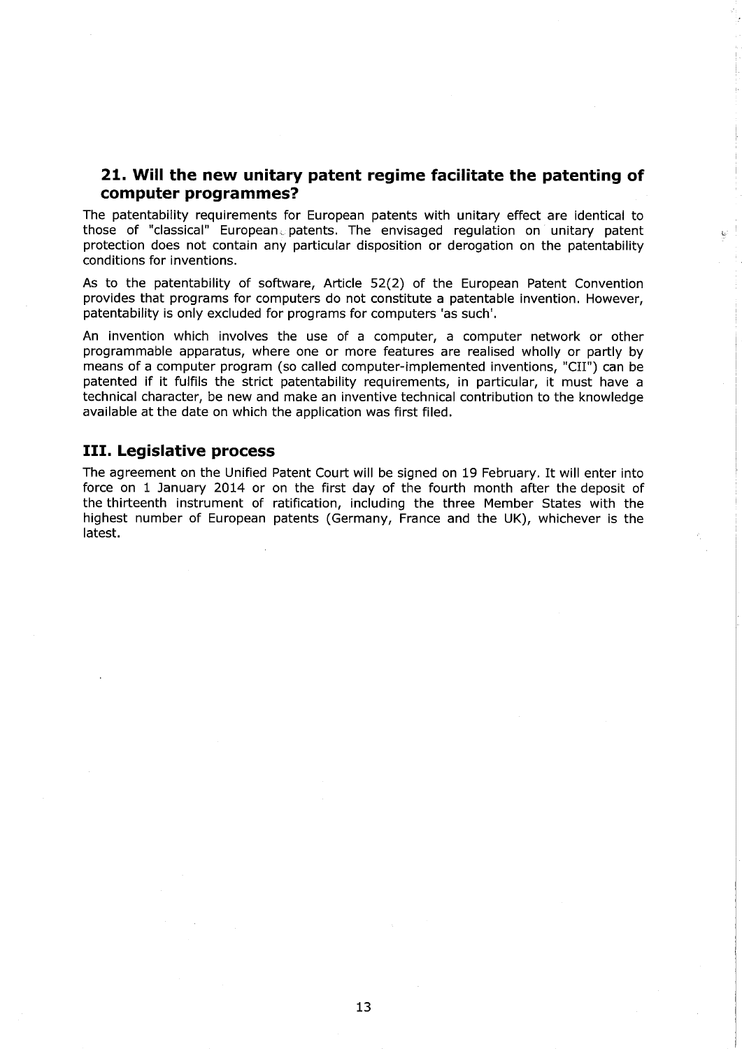## 21. Will the new unitary patent regime facilitate the patenting of computer programmes?

The patentability requirements for European patents with unitary effect are identical to those of "classical" European patents. The envisaged regulation on unitary patent protection does not contain any particular disposition or derogation on the patentability conditions for inventions.

As to the patentability of software, Article 52(2) of the European Patent Convention provides that programs for computers do not constitute a patentable invention. However, patentability is only excluded for programs for computers 'as such'.

An invention which involves the use of a computer, a computer network or other programmable apparatus, where one or more features are realised wholly or partly by means of a computer program (so called computer-implemented inventions, "CII") can be patented if it fulfils the strict patentability requirements, in particular, it must have a technical character, be new and make an inventive technical contribution to the knowledge available at the date on which the application was first filed.

# III. Legislative process

The agreement on the Unified Patent Court will be signed on 19 February. It will enter into force on 1 January 2014 or on the first day of the fourth month after the deposit of the thirteenth instrument of ratification, including the three Member States with the highest number of European patents (Germany, France and the UK), whichever is the latest.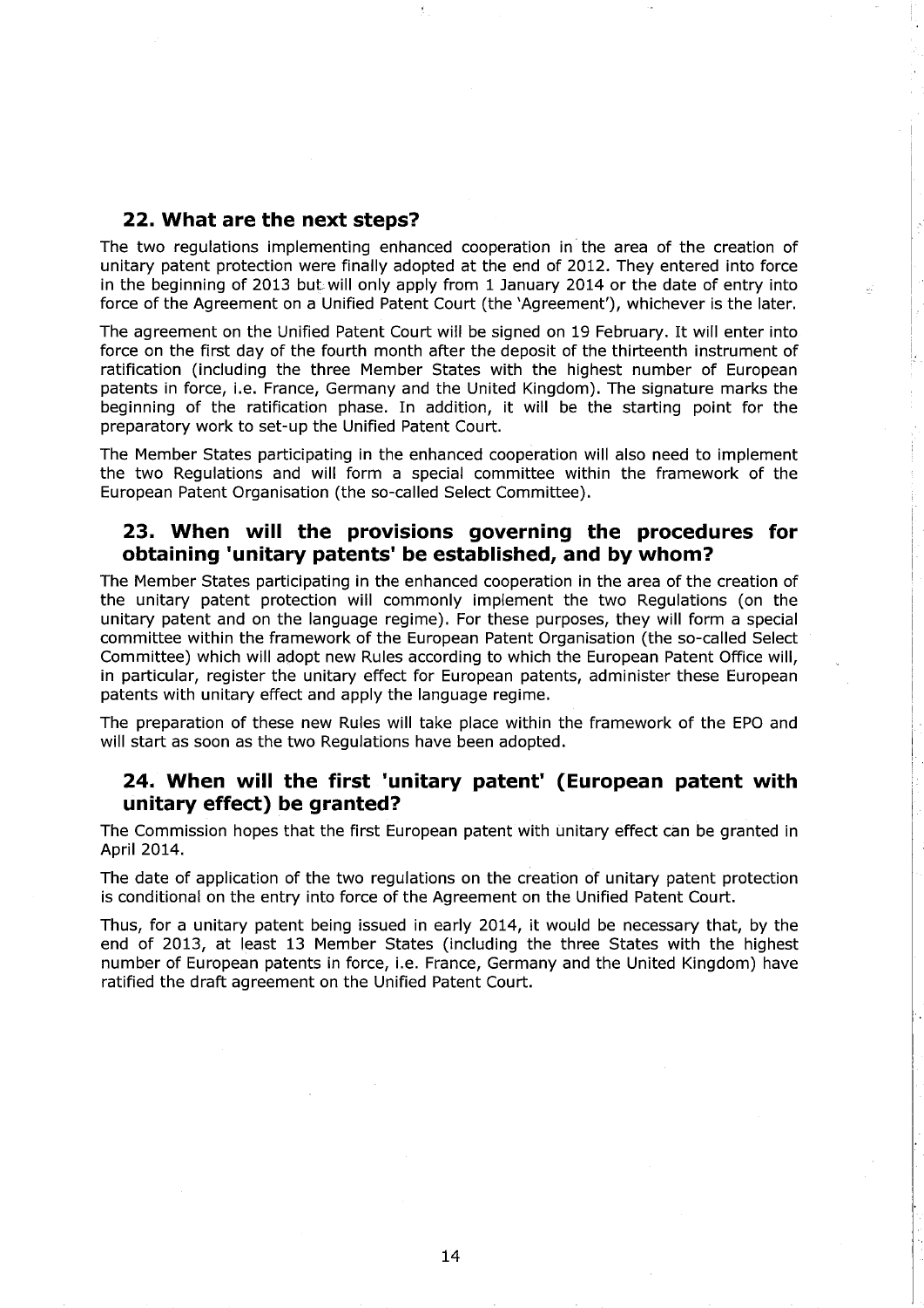## 22. What are the next steps?

The two regulations implementing enhanced cooperation in the area of the creation of unitary patent protection were finally adopted at the end of 2012. They entered into force in the beginning of 2013 but will only apply from 1 January 2014 or the date of entry into force of the Agreement on a Unified Patent Court (the 'Agreement'), whichever is the later.

The agreement on the Unified Patent Court will be signed on 19 February. It will enter into force on the first day of the fourth month after the deposit of the thirteenth instrument of ratification (including the three Member States with the highest number of European patents in force, i.e. France, Germany and the United Kingdom). The signature marks the beginning of the ratification phase. In addition, it will be the starting point for the preparatory work to set-up the Unified Patent Court.

The Member States participating in the enhanced cooperation will also need to implement the two Regulations and will form a special committee within the framework of the European Patent Organisation (the so-called Select Committee).

## 23. When will the provisions governing the procedures for obtaining 'unitary patents' be established, and by whom?

The Member States participating in the enhanced cooperation in the area of the creation of the unitary patent protection will commonly implement the two Regulations (on the unitary patent and on the language regime). For these purposes, they will form a special committee within the framework of the European Patent Organisation (the so-called Select Committee) which will adopt new Rules according to which the European Patent Office will, in particular, register the unitary effect for European patents, administer these European patents with unitary effect and apply the language regime.

The preparation of these new Rules will take place within the framework of the EPO and will start as soon as the two Regulations have been adopted.

## 24. When will the first 'unitary patent' (European patent with unitary effect) be granted?

The Commission hopes that the first European patent with unitary effect can be granted in April 2014.

The date of application of the two regulations on the creation of unitary patent protection is conditional on the entry into force of the Agreement on the Unified Patent Court.

Thus, for a unitary patent being issued in early 2014, it would be necessary that, by the end of 2013, at least 13 Member States (including the three States with the highest number of European patents in force, i.e. France, Germany and the United Kingdom) have ratified the draft agreement on the Unified Patent Court.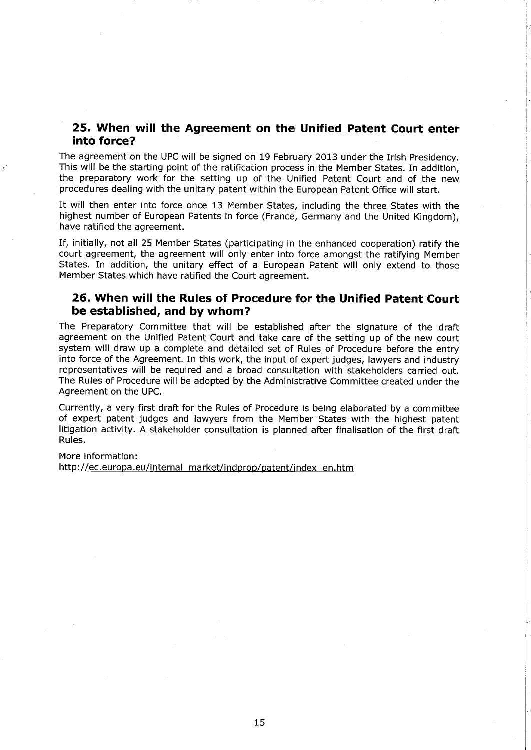## 25. When will the Agreement on the Unified Patent Court enter into force?

The agreement on the UPC will be signed on 19 February 2013 under the Irish Presidency. This will be the starting point of the ratification process in the Member States. In addition, the preparatory work for the setting up of the Unified Patent Court and of the new procedures dealing with the unitary patent within the European Patent Office will start.

It will then enter into force once 13 Member States, including the three States with the highest number of European Patents in force (France, Germany and the United Kingdom), have ratified the agreement.

If, initially, not all 25 Member States (participating in the enhanced cooperation) ratify the court agreement, the agreement will only enter into force amongst the ratifying Member States. In addition, the unitary effect of a European Patent will only extend to those Member States which have ratified the Court agreement.

## 26. When will the Rules of Procedure for the Unified Patent Court be established, and by whom?

The Preparatory Committee that will be established after the signature of the draft agreement on the Unified Patent Court and take care of the setting up of the new court system will draw up a complete and detailed set of Rules of Procedure before the entry into force of the Agreement. In this work, the input of expert judges, lawyers and industry representatives will be required and a broad consultation with stakeholders carried out. The Rules of Procedure will be adopted by the Administrative Committee created under the Agreement on the UPC.

Currently, a very first draft for the Rules of Procedure is being elaborated by a committee of expert patent judges and lawyers from the Member States with the highest patent litigation activity. A stakeholder consultation is planned after finalisation of the first draft Rules.

More information:
http://ec.europa.eu/internal_market/indprop/patent/index_en.htm